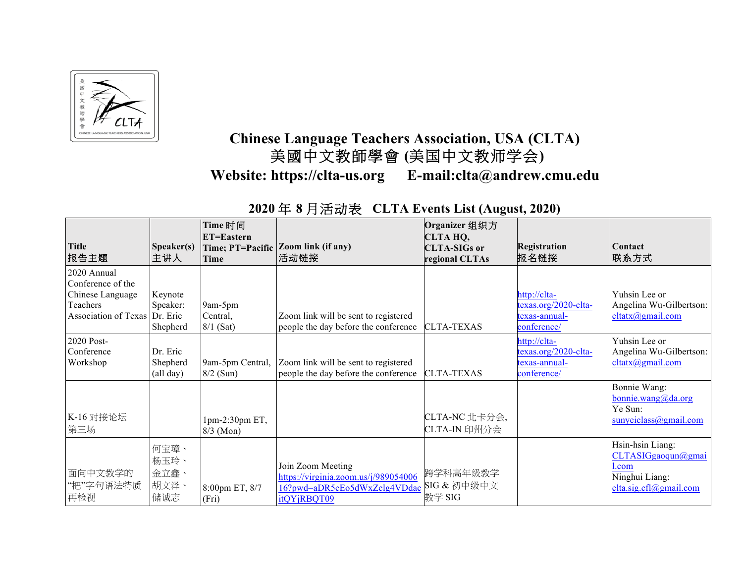# Chinese Language Teachers Association, USA (CLTA)

# 美國中文教師學會 (美国中文教师学会)

**Website: https://clta-us.org E-mail:clta@andrew.cmu.edu**

## 2020 年 8 月活动表 CLTA Events List (August, 2020)

| Title 报告主题 | Speaker(s) 主讲人 | Time 时间 ET=Eastern Time; PT=Pacific Time | Zoom link (if any) 活动链接 | Organizer 组织方 CLTA HQ, CLTA-SIGs or regional CLTAs | Registration 报名链接 | Contact 联系方式 |
|---|---|---|---|---|---|---|
| 2020 Annual Conference of the Chinese Language Teachers Association of Texas | Keynote Speaker: Dr. Eric Shepherd | 9am-5pm Central, 8/1 (Sat) | Zoom link will be sent to registered people the day before the conference | CLTA-TEXAS | http://clta-texas.org/2020-clta-texas-annual-conference/ | Yuhsin Lee or Angelina Wu-Gilbertson: cltatx@gmail.com |
| 2020 Post-Conference Workshop | Dr. Eric Shepherd (all day) | 9am-5pm Central, 8/2 (Sun) | Zoom link will be sent to registered people the day before the conference | CLTA-TEXAS | http://clta-texas.org/2020-clta-texas-annual-conference/ | Yuhsin Lee or Angelina Wu-Gilbertson: cltatx@gmail.com |
| K-16 对接论坛 第三场 | | 1pm-2:30pm ET, 8/3 (Mon) | | CLTA-NC 北卡分会, CLTA-IN 印州分会 | | Bonnie Wang: bonnie.wang@da.org Ye Sun: sunyeiclass@gmail.com |
| 面向中文教学的"把"字句语法特质再检视 | 何宝璋、杨玉玲、金立鑫、胡文泽、储诚志 | 8:00pm ET, 8/7 (Fri) | Join Zoom Meeting https://virginia.zoom.us/j/98905400616?pwd=aDR5cEo5dWxZclg4VDdacitQYjRBQT09 | 跨学科高年级教学 SIG & 初中级中文教学 SIG | | Hsin-hsin Liang: CLTASIGgaoqun@gmail.com Ninghui Liang: clta.sig.cfl@gmail.com |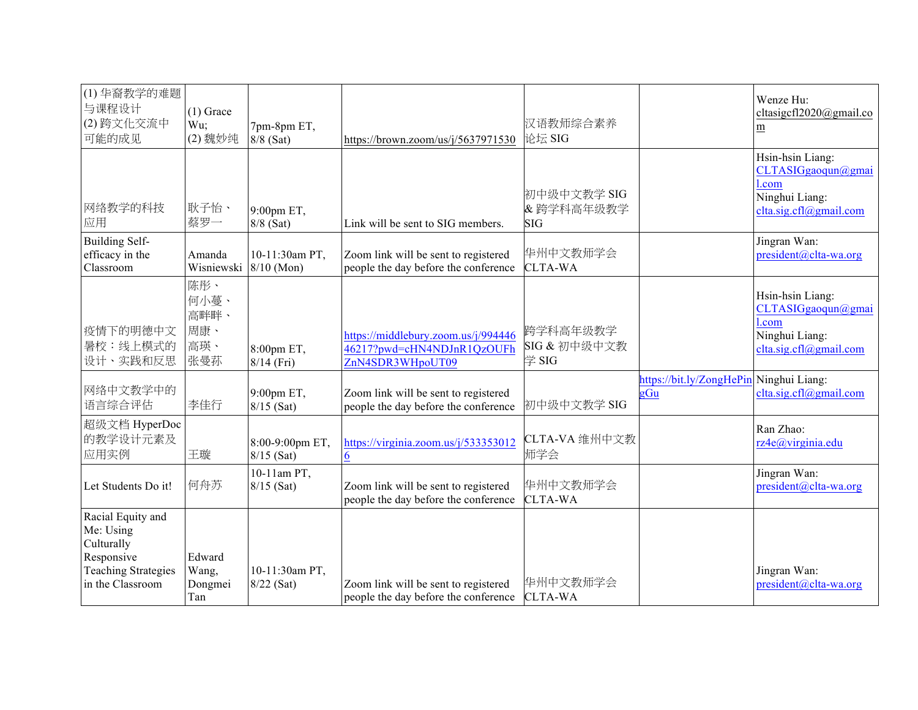| | | | | | | |
|---|---|---|---|---|---|---|
| (1) 华裔教学的难题与课程设计<br>(2) 跨文化交流中可能的成见 | (1) Grace Wu;<br>(2) 魏妙纯 | 7pm-8pm ET, 8/8 (Sat) | https://brown.zoom.us/j/5637971530 | 汉语教师综合素养论坛 SIG | | Wenze Hu: cltasigcfl2020@gmail.com |
| 网络教学的科技应用 | 耿子怡、蔡罗一 | 9:00pm ET, 8/8 (Sat) | Link will be sent to SIG members. | 初中级中文教学 SIG & 跨学科高年级教学 SIG | | Hsin-hsin Liang: CLTASIGgaoqun@gmail.com<br>Ninghui Liang: clta.sig.cfl@gmail.com |
| Building Self-efficacy in the Classroom | Amanda Wisniewski | 10-11:30am PT, 8/10 (Mon) | Zoom link will be sent to registered people the day before the conference | 华州中文教师学会 CLTA-WA | | Jingran Wan: president@clta-wa.org |
| 疫情下的明德中文暑校：线上模式的设计、实践和反思 | 陈彤、何小蔓、高畔畔、周康、高瑛、张曼菽 | 8:00pm ET, 8/14 (Fri) | https://middlebury.zoom.us/j/99444646217?pwd=cHN4NDJnR1QzOUFhZnN4SDR3WHpoUT09 | 跨学科高年级教学 SIG & 初中级中文教学 SIG | | Hsin-hsin Liang: CLTASIGgaoqun@gmail.com<br>Ninghui Liang: clta.sig.cfl@gmail.com |
| 网络中文教学中的语言综合评估 | 李佳行 | 9:00pm ET, 8/15 (Sat) | Zoom link will be sent to registered people the day before the conference | 初中级中文教学 SIG | https://bit.ly/ZongHePingGu | Ninghui Liang: clta.sig.cfl@gmail.com |
| 超级文档 HyperDoc 的教学设计元素及应用实例 | 王璇 | 8:00-9:00pm ET, 8/15 (Sat) | https://virginia.zoom.us/j/5333530126 | CLTA-VA 维州中文教师学会 | | Ran Zhao: rz4e@virginia.edu |
| Let Students Do it! | 何舟苏 | 10-11am PT, 8/15 (Sat) | Zoom link will be sent to registered people the day before the conference | 华州中文教师学会 CLTA-WA | | Jingran Wan: president@clta-wa.org |
| Racial Equity and Me: Using Culturally Responsive Teaching Strategies in the Classroom | Edward Wang, Dongmei Tan | 10-11:30am PT, 8/22 (Sat) | Zoom link will be sent to registered people the day before the conference | 华州中文教师学会 CLTA-WA | | Jingran Wan: president@clta-wa.org |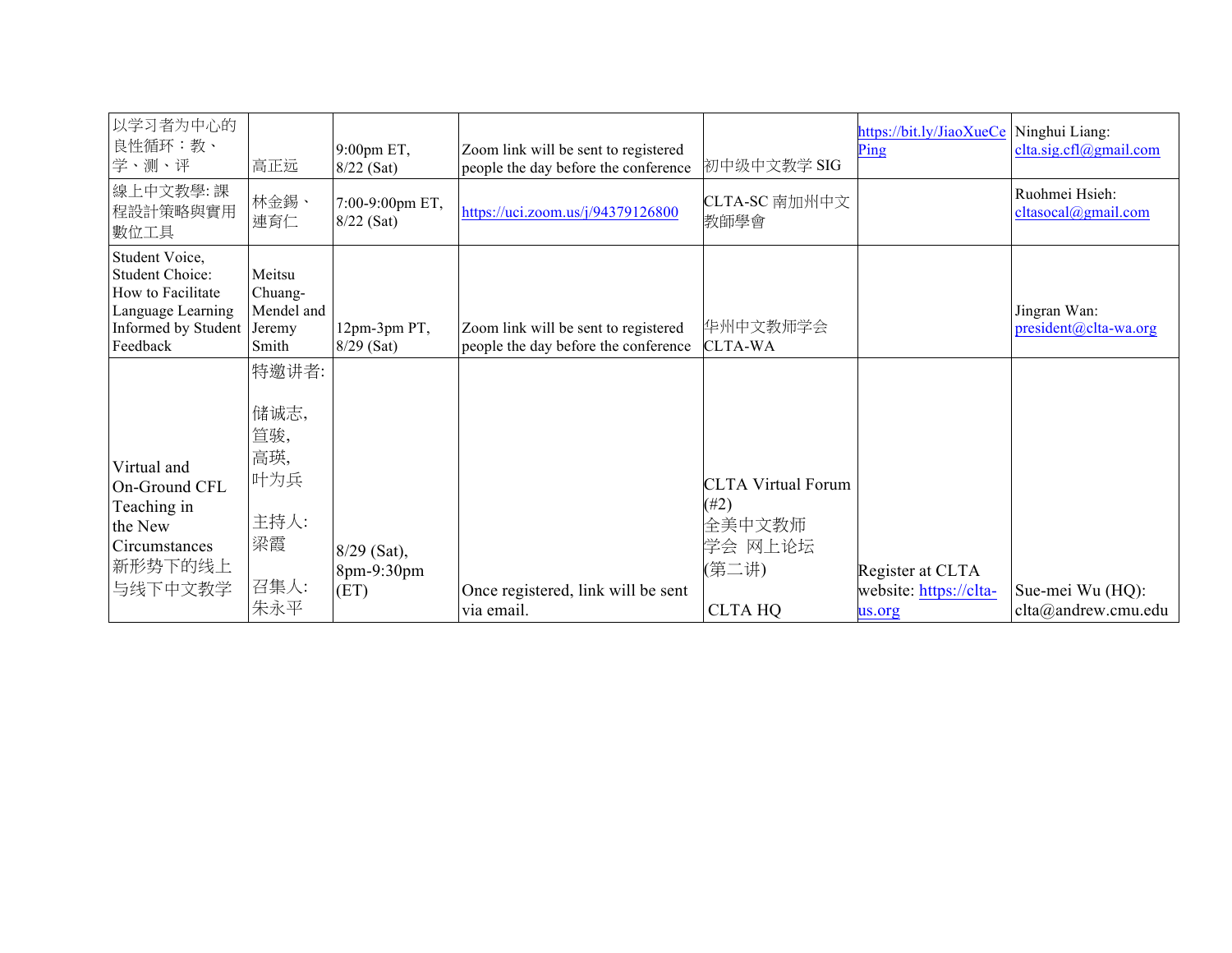| | | | | | | |
|---|---|---|---|---|---|---|
| 以学习者为中心的良性循环：教、学、测、评 | 高正远 | 9:00pm ET, 8/22 (Sat) | Zoom link will be sent to registered people the day before the conference | 初中级中文教学 SIG | https://bit.ly/JiaoXueCePing | Ninghui Liang: clta.sig.cfl@gmail.com |
| 線上中文教學: 課程設計策略與實用數位工具 | 林金錫、連育仁 | 7:00-9:00pm ET, 8/22 (Sat) | https://uci.zoom.us/j/94379126800 | CLTA-SC 南加州中文教師學會 | | Ruohmei Hsieh: cltasocal@gmail.com |
| Student Voice, Student Choice: How to Facilitate Language Learning Informed by Student Feedback | Meitsu Chuang-Mendel and Jeremy Smith | 12pm-3pm PT, 8/29 (Sat) | Zoom link will be sent to registered people the day before the conference | 华州中文教师学会 CLTA-WA | | Jingran Wan: president@clta-wa.org |
| Virtual and On-Ground CFL Teaching in the New Circumstances 新形势下的线上与线下中文教学 | 特邀讲者: 储诚志, 笪骏, 高瑛, 叶为兵 主持人: 梁霞 召集人: 朱永平 | 8/29 (Sat), 8pm-9:30pm (ET) | Once registered, link will be sent via email. | CLTA Virtual Forum (#2) 全美中文教师学会 网上论坛 (第二讲) CLTA HQ | Register at CLTA website: https://clta-us.org | Sue-mei Wu (HQ): clta@andrew.cmu.edu |